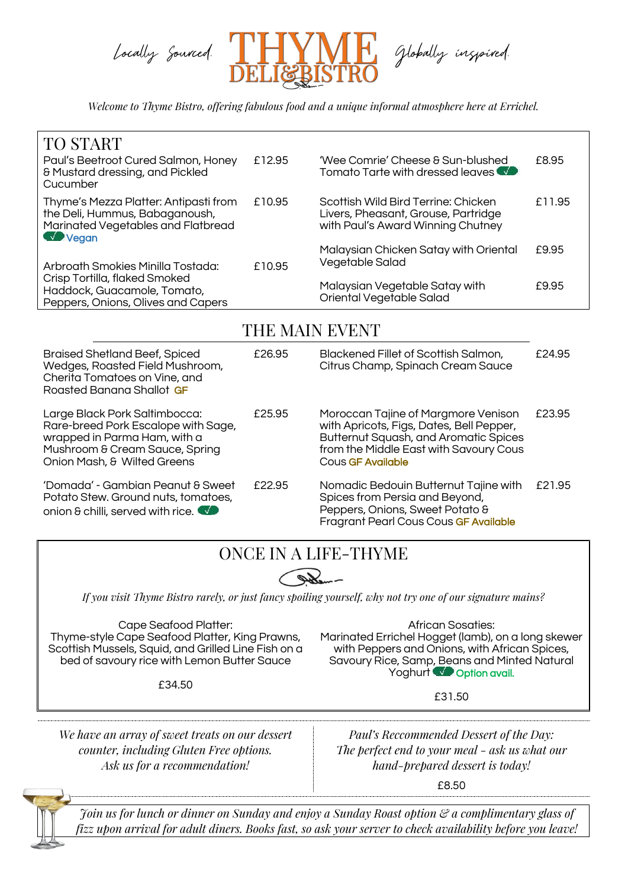*Locally Sourced.* **THYME DELI & BISTRO** *Globally inspired.*

*Welcome to Thyme Bistro, offering fabulous food and a unique informal atmosphere here at Errichel.*

## TO START

Paul's Beetroot Cured Salmon, Honey & Mustard dressing, and Pickled Cucumber — £12.95

Thyme's Mezza Platter: Antipasti from the Deli, Hummus, Babaganoush, Marinated Vegetables and Flatbread ✓ Vegan — £10.95

Arbroath Smokies Minilla Tostada: Crisp Tortilla, flaked Smoked Haddock, Guacamole, Tomato, Peppers, Onions, Olives and Capers — £10.95

'Wee Comrie' Cheese & Sun-blushed Tomato Tarte with dressed leaves ✓ — £8.95

Scottish Wild Bird Terrine: Chicken Livers, Pheasant, Grouse, Partridge with Paul's Award Winning Chutney — £11.95

Malaysian Chicken Satay with Oriental Vegetable Salad — £9.95

Malaysian Vegetable Satay with Oriental Vegetable Salad — £9.95

## THE MAIN EVENT

Braised Shetland Beef, Spiced Wedges, Roasted Field Mushroom, Cherita Tomatoes on Vine, and Roasted Banana Shallot GF — £26.95

Large Black Pork Saltimbocca: Rare-breed Pork Escalope with Sage, wrapped in Parma Ham, with a Mushroom & Cream Sauce, Spring Onion Mash, & Wilted Greens — £25.95

'Domada' - Gambian Peanut & Sweet Potato Stew. Ground nuts, tomatoes, onion & chilli, served with rice. ✓ — £22.95

Blackened Fillet of Scottish Salmon, Citrus Champ, Spinach Cream Sauce — £24.95

Moroccan Tajine of Margmore Venison with Apricots, Figs, Dates, Bell Pepper, Butternut Squash, and Aromatic Spices from the Middle East with Savoury Cous Cous GF Available — £23.95

Nomadic Bedouin Butternut Tajine with Spices from Persia and Beyond, Peppers, Onions, Sweet Potato & Fragrant Pearl Cous Cous GF Available — £21.95

## ONCE IN A LIFE-THYME

*If you visit Thyme Bistro rarely, or just fancy spoiling yourself, why not try one of our signature mains?*

Cape Seafood Platter:
Thyme-style Cape Seafood Platter, King Prawns, Scottish Mussels, Squid, and Grilled Line Fish on a bed of savoury rice with Lemon Butter Sauce

£34.50

African Sosaties:
Marinated Errichel Hogget (lamb), on a long skewer with Peppers and Onions, with African Spices, Savoury Rice, Samp, Beans and Minted Natural Yoghurt ✓ Option avail.

£31.50

*We have an array of sweet treats on our dessert counter, including Gluten Free options. Ask us for a recommendation!*

*Paul's Reccommended Dessert of the Day: The perfect end to your meal - ask us what our hand-prepared dessert is today!*

£8.50

*Join us for lunch or dinner on Sunday and enjoy a Sunday Roast option & a complimentary glass of fizz upon arrival for adult diners. Books fast, so ask your server to check availability before you leave!*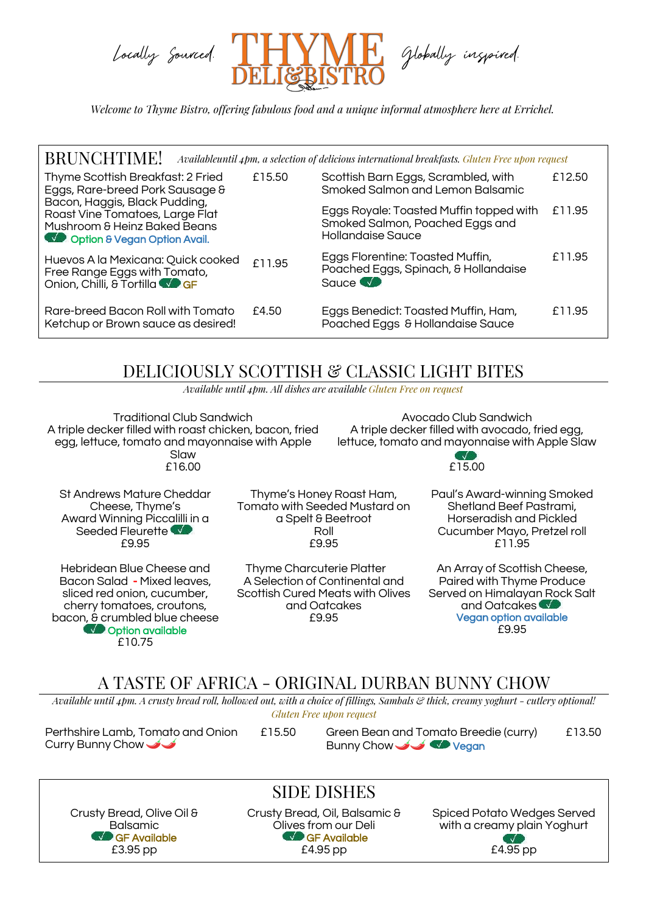Locally Sourced. **THYME DELI & BISTRO** Globally inspired.

*Welcome to Thyme Bistro, offering fabulous food and a unique informal atmosphere here at Errichel.*

## BRUNCHTIME!

*Availableuntil 4pm, a selection of delicious international breakfasts. Gluten Free upon request*

| Dish | Price |
|---|---|
| Thyme Scottish Breakfast: 2 Fried Eggs, Rare-breed Pork Sausage & Bacon, Haggis, Black Pudding, Roast Vine Tomatoes, Large Flat Mushroom & Heinz Baked Beans ✓ Option & Vegan Option Avail. | £15.50 |
| Huevos A la Mexicana: Quick cooked Free Range Eggs with Tomato, Onion, Chilli, & Tortilla ✓ GF | £11.95 |
| Rare-breed Bacon Roll with Tomato Ketchup or Brown sauce as desired! | £4.50 |
| Scottish Barn Eggs, Scrambled, with Smoked Salmon and Lemon Balsamic | £12.50 |
| Eggs Royale: Toasted Muffin topped with Smoked Salmon, Poached Eggs and Hollandaise Sauce | £11.95 |
| Eggs Florentine: Toasted Muffin, Poached Eggs, Spinach, & Hollandaise Sauce ✓ | £11.95 |
| Eggs Benedict: Toasted Muffin, Ham, Poached Eggs & Hollandaise Sauce | £11.95 |

## DELICIOUSLY SCOTTISH & CLASSIC LIGHT BITES

*Available until 4pm. All dishes are available Gluten Free on request*

**Traditional Club Sandwich**
A triple decker filled with roast chicken, bacon, fried egg, lettuce, tomato and mayonnaise with Apple Slaw
£16.00

**Avocado Club Sandwich**
A triple decker filled with avocado, fried egg, lettuce, tomato and mayonnaise with Apple Slaw ✓
£15.00

St Andrews Mature Cheddar Cheese, Thyme's Award Winning Piccalilli in a Seeded Fleurette ✓
£9.95

Thyme's Honey Roast Ham, Tomato with Seeded Mustard on a Spelt & Beetroot Roll
£9.95

Paul's Award-winning Smoked Shetland Beef Pastrami, Horseradish and Pickled Cucumber Mayo, Pretzel roll
£11.95

Hebridean Blue Cheese and Bacon Salad - Mixed leaves, sliced red onion, cucumber, cherry tomatoes, croutons, bacon, & crumbled blue cheese
✓ Option available
£10.75

Thyme Charcuterie Platter
A Selection of Continental and Scottish Cured Meats with Olives and Oatcakes
£9.95

An Array of Scottish Cheese, Paired with Thyme Produce Served on Himalayan Rock Salt and Oatcakes ✓
Vegan option available
£9.95

## A TASTE OF AFRICA - ORIGINAL DURBAN BUNNY CHOW

*Available until 4pm. A crusty bread roll, hollowed out, with a choice of fillings, Sambals & thick, creamy yoghurt - cutlery optional! Gluten Free upon request*

| Dish | Price |
|---|---|
| Perthshire Lamb, Tomato and Onion Curry Bunny Chow 🌶🌶 | £15.50 |
| Green Bean and Tomato Breedie (curry) Bunny Chow 🌶🌶 ✓ Vegan | £13.50 |

## SIDE DISHES

Crusty Bread, Olive Oil & Balsamic
✓ GF Available
£3.95 pp

Crusty Bread, Oil, Balsamic & Olives from our Deli
✓ GF Available
£4.95 pp

Spiced Potato Wedges Served with a creamy plain Yoghurt
✓
£4.95 pp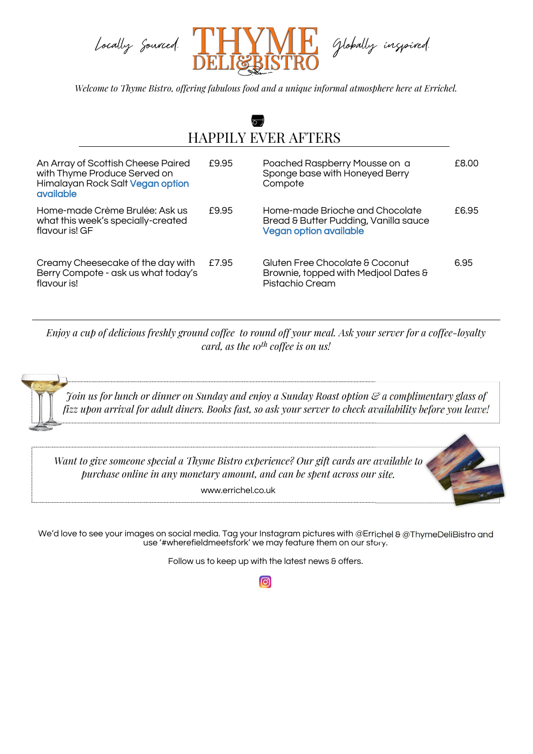Locally Sourced. **THYME DELI & BISTRO** Globally inspired.

*Welcome to Thyme Bistro, offering fabulous food and a unique informal atmosphere here at Errichel.*

## HAPPILY EVER AFTERS

| | | | |
|---|---|---|---|
| An Array of Scottish Cheese Paired with Thyme Produce Served on Himalayan Rock Salt Vegan option available | £9.95 | Poached Raspberry Mousse on a Sponge base with Honeyed Berry Compote | £8.00 |
| Home-made Crème Brulée: Ask us what this week's specially-created flavour is! GF | £9.95 | Home-made Brioche and Chocolate Bread & Butter Pudding, Vanilla sauce Vegan option available | £6.95 |
| Creamy Cheesecake of the day with Berry Compote - ask us what today's flavour is! | £7.95 | Gluten Free Chocolate & Coconut Brownie, topped with Medjool Dates & Pistachio Cream | 6.95 |

*Enjoy a cup of delicious freshly ground coffee to round off your meal. Ask your server for a coffee-loyalty card, as the 10th coffee is on us!*

*Join us for lunch or dinner on Sunday and enjoy a Sunday Roast option & a complimentary glass of fizz upon arrival for adult diners. Books fast, so ask your server to check availability before you leave!*

*Want to give someone special a Thyme Bistro experience? Our gift cards are available to purchase online in any monetary amount, and can be spent across our site.*

www.errichel.co.uk

We'd love to see your images on social media. Tag your Instagram pictures with @Errichel & @ThymeDeliBistro and use '#wherefieldmeetsfork' we may feature them on our story.

Follow us to keep up with the latest news & offers.